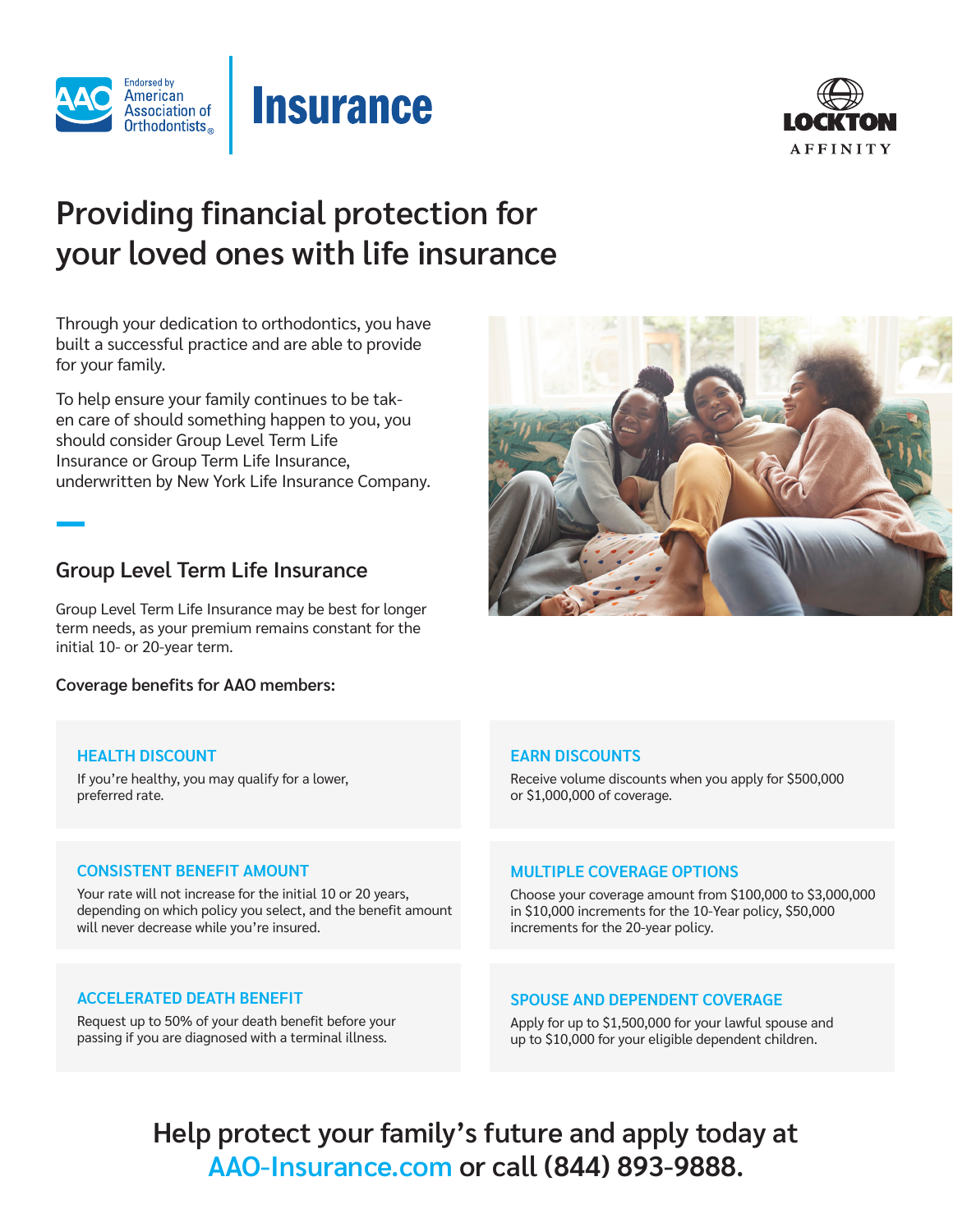Endorsed by American Association of Orthodontists®

# Insurance

LOCKTON AFFINITY

# Providing financial protection for your loved ones with life insurance

Through your dedication to orthodontics, you have built a successful practice and are able to provide for your family.

To help ensure your family continues to be taken care of should something happen to you, you should consider Group Level Term Life Insurance or Group Term Life Insurance, underwritten by New York Life Insurance Company.

## Group Level Term Life Insurance

Group Level Term Life Insurance may be best for longer term needs, as your premium remains constant for the initial 10- or 20-year term.

**Coverage benefits for AAO members:**

### HEALTH DISCOUNT

If you're healthy, you may qualify for a lower, preferred rate.

### EARN DISCOUNTS

Receive volume discounts when you apply for $500,000 or $1,000,000 of coverage.

### CONSISTENT BENEFIT AMOUNT

Your rate will not increase for the initial 10 or 20 years, depending on which policy you select, and the benefit amount will never decrease while you're insured.

### MULTIPLE COVERAGE OPTIONS

Choose your coverage amount from $100,000 to $3,000,000 in $10,000 increments for the 10-Year policy, $50,000 increments for the 20-year policy.

### ACCELERATED DEATH BENEFIT

Request up to 50% of your death benefit before your passing if you are diagnosed with a terminal illness.

### SPOUSE AND DEPENDENT COVERAGE

Apply for up to $1,500,000 for your lawful spouse and up to $10,000 for your eligible dependent children.

**Help protect your family's future and apply today at AAO-Insurance.com or call (844) 893-9888.**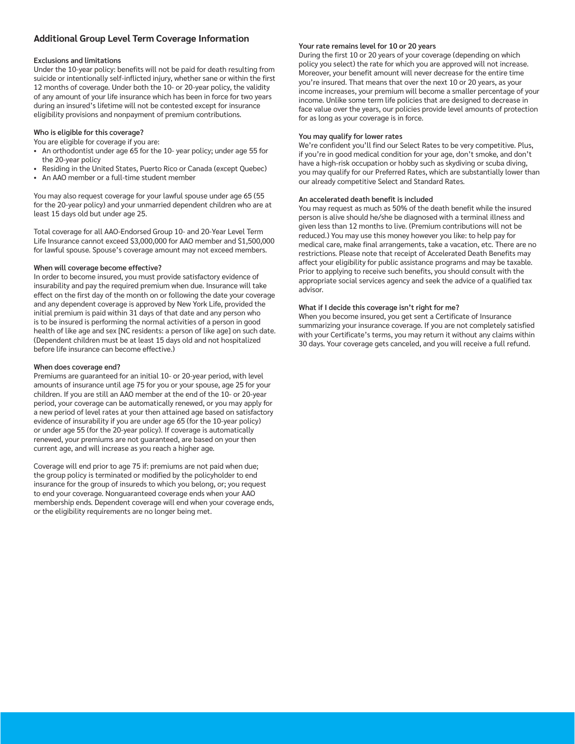## Additional Group Level Term Coverage Information

### Exclusions and limitations

Under the 10-year policy: benefits will not be paid for death resulting from suicide or intentionally self-inflicted injury, whether sane or within the first 12 months of coverage. Under both the 10- or 20-year policy, the validity of any amount of your life insurance which has been in force for two years during an insured's lifetime will not be contested except for insurance eligibility provisions and nonpayment of premium contributions.

### Who is eligible for this coverage?

You are eligible for coverage if you are:

- An orthodontist under age 65 for the 10- year policy; under age 55 for the 20-year policy
- Residing in the United States, Puerto Rico or Canada (except Quebec)
- An AAO member or a full-time student member

You may also request coverage for your lawful spouse under age 65 (55 for the 20-year policy) and your unmarried dependent children who are at least 15 days old but under age 25.

Total coverage for all AAO-Endorsed Group 10- and 20-Year Level Term Life Insurance cannot exceed $3,000,000 for AAO member and $1,500,000 for lawful spouse. Spouse's coverage amount may not exceed members.

### When will coverage become effective?

In order to become insured, you must provide satisfactory evidence of insurability and pay the required premium when due. Insurance will take effect on the first day of the month on or following the date your coverage and any dependent coverage is approved by New York Life, provided the initial premium is paid within 31 days of that date and any person who is to be insured is performing the normal activities of a person in good health of like age and sex [NC residents: a person of like age] on such date. (Dependent children must be at least 15 days old and not hospitalized before life insurance can become effective.)

### When does coverage end?

Premiums are guaranteed for an initial 10- or 20-year period, with level amounts of insurance until age 75 for you or your spouse, age 25 for your children. If you are still an AAO member at the end of the 10- or 20-year period, your coverage can be automatically renewed, or you may apply for a new period of level rates at your then attained age based on satisfactory evidence of insurability if you are under age 65 (for the 10-year policy) or under age 55 (for the 20-year policy). If coverage is automatically renewed, your premiums are not guaranteed, are based on your then current age, and will increase as you reach a higher age.

Coverage will end prior to age 75 if: premiums are not paid when due; the group policy is terminated or modified by the policyholder to end insurance for the group of insureds to which you belong, or; you request to end your coverage. Nonguaranteed coverage ends when your AAO membership ends. Dependent coverage will end when your coverage ends, or the eligibility requirements are no longer being met.

### Your rate remains level for 10 or 20 years

During the first 10 or 20 years of your coverage (depending on which policy you select) the rate for which you are approved will not increase. Moreover, your benefit amount will never decrease for the entire time you're insured. That means that over the next 10 or 20 years, as your income increases, your premium will become a smaller percentage of your income. Unlike some term life policies that are designed to decrease in face value over the years, our policies provide level amounts of protection for as long as your coverage is in force.

### You may qualify for lower rates

We're confident you'll find our Select Rates to be very competitive. Plus, if you're in good medical condition for your age, don't smoke, and don't have a high-risk occupation or hobby such as skydiving or scuba diving, you may qualify for our Preferred Rates, which are substantially lower than our already competitive Select and Standard Rates.

### An accelerated death benefit is included

You may request as much as 50% of the death benefit while the insured person is alive should he/she be diagnosed with a terminal illness and given less than 12 months to live. (Premium contributions will not be reduced.) You may use this money however you like: to help pay for medical care, make final arrangements, take a vacation, etc. There are no restrictions. Please note that receipt of Accelerated Death Benefits may affect your eligibility for public assistance programs and may be taxable. Prior to applying to receive such benefits, you should consult with the appropriate social services agency and seek the advice of a qualified tax advisor.

### What if I decide this coverage isn't right for me?

When you become insured, you get sent a Certificate of Insurance summarizing your insurance coverage. If you are not completely satisfied with your Certificate's terms, you may return it without any claims within 30 days. Your coverage gets canceled, and you will receive a full refund.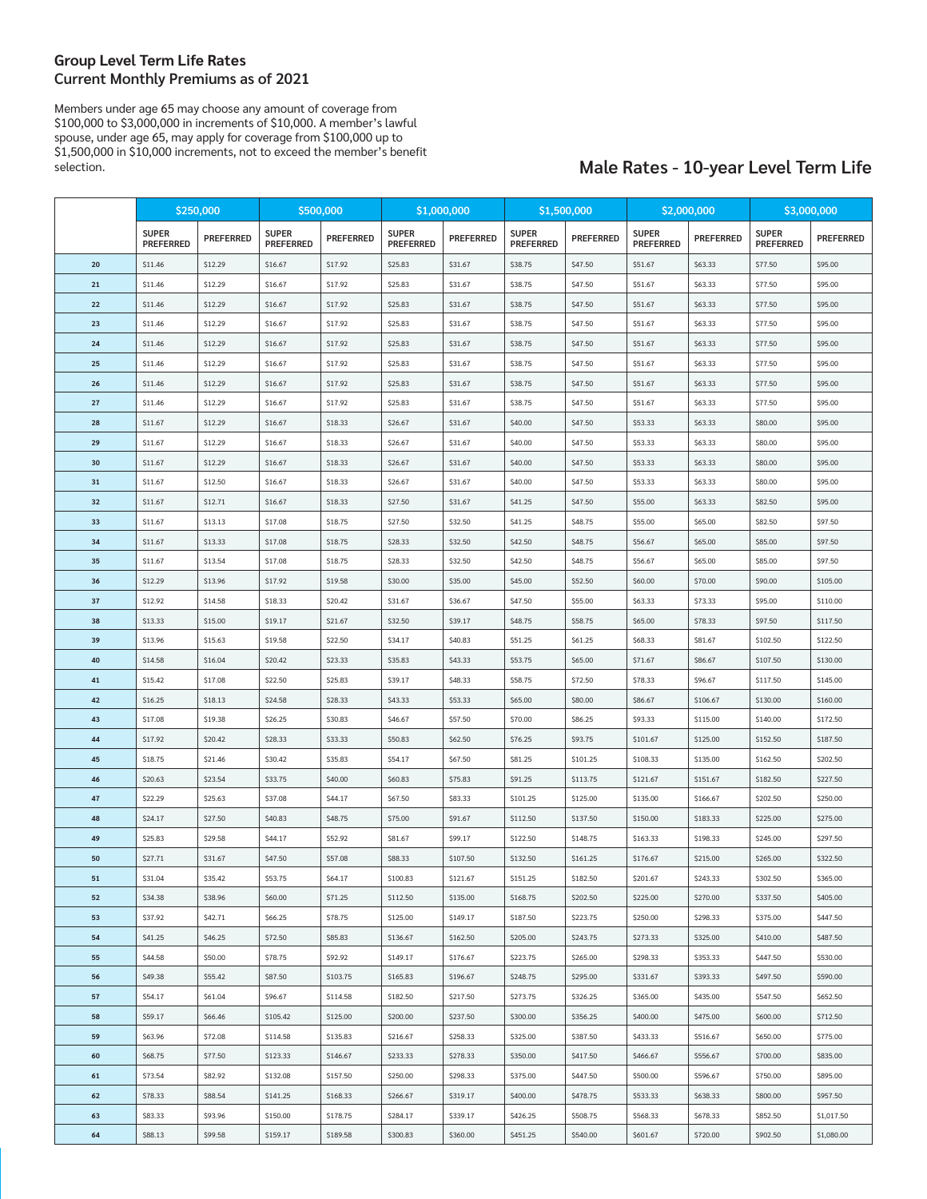## Group Level Term Life Rates
## Current Monthly Premiums as of 2021

Members under age 65 may choose any amount of coverage from $100,000 to $3,000,000 in increments of $10,000. A member's lawful spouse, under age 65, may apply for coverage from $100,000 up to $1,500,000 in $10,000 increments, not to exceed the member's benefit selection.

## Male Rates - 10-year Level Term Life

| | $250,000 | | $500,000 | | $1,000,000 | | $1,500,000 | | $2,000,000 | | $3,000,000 | |
|---|---|---|---|---|---|---|---|---|---|---|---|---|
| | SUPER PREFERRED | PREFERRED | SUPER PREFERRED | PREFERRED | SUPER PREFERRED | PREFERRED | SUPER PREFERRED | PREFERRED | SUPER PREFERRED | PREFERRED | SUPER PREFERRED | PREFERRED |
| 20 | $11.46 | $12.29 | $16.67 | $17.92 | $25.83 | $31.67 | $38.75 | $47.50 | $51.67 | $63.33 | $77.50 | $95.00 |
| 21 | $11.46 | $12.29 | $16.67 | $17.92 | $25.83 | $31.67 | $38.75 | $47.50 | $51.67 | $63.33 | $77.50 | $95.00 |
| 22 | $11.46 | $12.29 | $16.67 | $17.92 | $25.83 | $31.67 | $38.75 | $47.50 | $51.67 | $63.33 | $77.50 | $95.00 |
| 23 | $11.46 | $12.29 | $16.67 | $17.92 | $25.83 | $31.67 | $38.75 | $47.50 | $51.67 | $63.33 | $77.50 | $95.00 |
| 24 | $11.46 | $12.29 | $16.67 | $17.92 | $25.83 | $31.67 | $38.75 | $47.50 | $51.67 | $63.33 | $77.50 | $95.00 |
| 25 | $11.46 | $12.29 | $16.67 | $17.92 | $25.83 | $31.67 | $38.75 | $47.50 | $51.67 | $63.33 | $77.50 | $95.00 |
| 26 | $11.46 | $12.29 | $16.67 | $17.92 | $25.83 | $31.67 | $38.75 | $47.50 | $51.67 | $63.33 | $77.50 | $95.00 |
| 27 | $11.46 | $12.29 | $16.67 | $17.92 | $25.83 | $31.67 | $38.75 | $47.50 | $51.67 | $63.33 | $77.50 | $95.00 |
| 28 | $11.67 | $12.29 | $16.67 | $18.33 | $26.67 | $31.67 | $40.00 | $47.50 | $53.33 | $63.33 | $80.00 | $95.00 |
| 29 | $11.67 | $12.29 | $16.67 | $18.33 | $26.67 | $31.67 | $40.00 | $47.50 | $53.33 | $63.33 | $80.00 | $95.00 |
| 30 | $11.67 | $12.29 | $16.67 | $18.33 | $26.67 | $31.67 | $40.00 | $47.50 | $53.33 | $63.33 | $80.00 | $95.00 |
| 31 | $11.67 | $12.50 | $16.67 | $18.33 | $26.67 | $31.67 | $40.00 | $47.50 | $53.33 | $63.33 | $80.00 | $95.00 |
| 32 | $11.67 | $12.71 | $16.67 | $18.33 | $27.50 | $31.67 | $41.25 | $47.50 | $55.00 | $63.33 | $82.50 | $95.00 |
| 33 | $11.67 | $13.13 | $17.08 | $18.75 | $27.50 | $32.50 | $41.25 | $48.75 | $55.00 | $65.00 | $82.50 | $97.50 |
| 34 | $11.67 | $13.33 | $17.08 | $18.75 | $28.33 | $32.50 | $42.50 | $48.75 | $56.67 | $65.00 | $85.00 | $97.50 |
| 35 | $11.67 | $13.54 | $17.08 | $18.75 | $28.33 | $32.50 | $42.50 | $48.75 | $56.67 | $65.00 | $85.00 | $97.50 |
| 36 | $12.29 | $13.96 | $17.92 | $19.58 | $30.00 | $35.00 | $45.00 | $52.50 | $60.00 | $70.00 | $90.00 | $105.00 |
| 37 | $12.92 | $14.58 | $18.33 | $20.42 | $31.67 | $36.67 | $47.50 | $55.00 | $63.33 | $73.33 | $95.00 | $110.00 |
| 38 | $13.33 | $15.00 | $19.17 | $21.67 | $32.50 | $39.17 | $48.75 | $58.75 | $65.00 | $78.33 | $97.50 | $117.50 |
| 39 | $13.96 | $15.63 | $19.58 | $22.50 | $34.17 | $40.83 | $51.25 | $61.25 | $68.33 | $81.67 | $102.50 | $122.50 |
| 40 | $14.58 | $16.04 | $20.42 | $23.33 | $35.83 | $43.33 | $53.75 | $65.00 | $71.67 | $86.67 | $107.50 | $130.00 |
| 41 | $15.42 | $17.08 | $22.50 | $25.83 | $39.17 | $48.33 | $58.75 | $72.50 | $78.33 | $96.67 | $117.50 | $145.00 |
| 42 | $16.25 | $18.13 | $24.58 | $28.33 | $43.33 | $53.33 | $65.00 | $80.00 | $86.67 | $106.67 | $130.00 | $160.00 |
| 43 | $17.08 | $19.38 | $26.25 | $30.83 | $46.67 | $57.50 | $70.00 | $86.25 | $93.33 | $115.00 | $140.00 | $172.50 |
| 44 | $17.92 | $20.42 | $28.33 | $33.33 | $50.83 | $62.50 | $76.25 | $93.75 | $101.67 | $125.00 | $152.50 | $187.50 |
| 45 | $18.75 | $21.46 | $30.42 | $35.83 | $54.17 | $67.50 | $81.25 | $101.25 | $108.33 | $135.00 | $162.50 | $202.50 |
| 46 | $20.63 | $23.54 | $33.75 | $40.00 | $60.83 | $75.83 | $91.25 | $113.75 | $121.67 | $151.67 | $182.50 | $227.50 |
| 47 | $22.29 | $25.63 | $37.08 | $44.17 | $67.50 | $83.33 | $101.25 | $125.00 | $135.00 | $166.67 | $202.50 | $250.00 |
| 48 | $24.17 | $27.50 | $40.83 | $48.75 | $75.00 | $91.67 | $112.50 | $137.50 | $150.00 | $183.33 | $225.00 | $275.00 |
| 49 | $25.83 | $29.58 | $44.17 | $52.92 | $81.67 | $99.17 | $122.50 | $148.75 | $163.33 | $198.33 | $245.00 | $297.50 |
| 50 | $27.71 | $31.67 | $47.50 | $57.08 | $88.33 | $107.50 | $132.50 | $161.25 | $176.67 | $215.00 | $265.00 | $322.50 |
| 51 | $31.04 | $35.42 | $53.75 | $64.17 | $100.83 | $121.67 | $151.25 | $182.50 | $201.67 | $243.33 | $302.50 | $365.00 |
| 52 | $34.38 | $38.96 | $60.00 | $71.25 | $112.50 | $135.00 | $168.75 | $202.50 | $225.00 | $270.00 | $337.50 | $405.00 |
| 53 | $37.92 | $42.71 | $66.25 | $78.75 | $125.00 | $149.17 | $187.50 | $223.75 | $250.00 | $298.33 | $375.00 | $447.50 |
| 54 | $41.25 | $46.25 | $72.50 | $85.83 | $136.67 | $162.50 | $205.00 | $243.75 | $273.33 | $325.00 | $410.00 | $487.50 |
| 55 | $44.58 | $50.00 | $78.75 | $92.92 | $149.17 | $176.67 | $223.75 | $265.00 | $298.33 | $353.33 | $447.50 | $530.00 |
| 56 | $49.38 | $55.42 | $87.50 | $103.75 | $165.83 | $196.67 | $248.75 | $295.00 | $331.67 | $393.33 | $497.50 | $590.00 |
| 57 | $54.17 | $61.04 | $96.67 | $114.58 | $182.50 | $217.50 | $273.75 | $326.25 | $365.00 | $435.00 | $547.50 | $652.50 |
| 58 | $59.17 | $66.46 | $105.42 | $125.00 | $200.00 | $237.50 | $300.00 | $356.25 | $400.00 | $475.00 | $600.00 | $712.50 |
| 59 | $63.96 | $72.08 | $114.58 | $135.83 | $216.67 | $258.33 | $325.00 | $387.50 | $433.33 | $516.67 | $650.00 | $775.00 |
| 60 | $68.75 | $77.50 | $123.33 | $146.67 | $233.33 | $278.33 | $350.00 | $417.50 | $466.67 | $556.67 | $700.00 | $835.00 |
| 61 | $73.54 | $82.92 | $132.08 | $157.50 | $250.00 | $298.33 | $375.00 | $447.50 | $500.00 | $596.67 | $750.00 | $895.00 |
| 62 | $78.33 | $88.54 | $141.25 | $168.33 | $266.67 | $319.17 | $400.00 | $478.75 | $533.33 | $638.33 | $800.00 | $957.50 |
| 63 | $83.33 | $93.96 | $150.00 | $178.75 | $284.17 | $339.17 | $426.25 | $508.75 | $568.33 | $678.33 | $852.50 | $1,017.50 |
| 64 | $88.13 | $99.58 | $159.17 | $189.58 | $300.83 | $360.00 | $451.25 | $540.00 | $601.67 | $720.00 | $902.50 | $1,080.00 |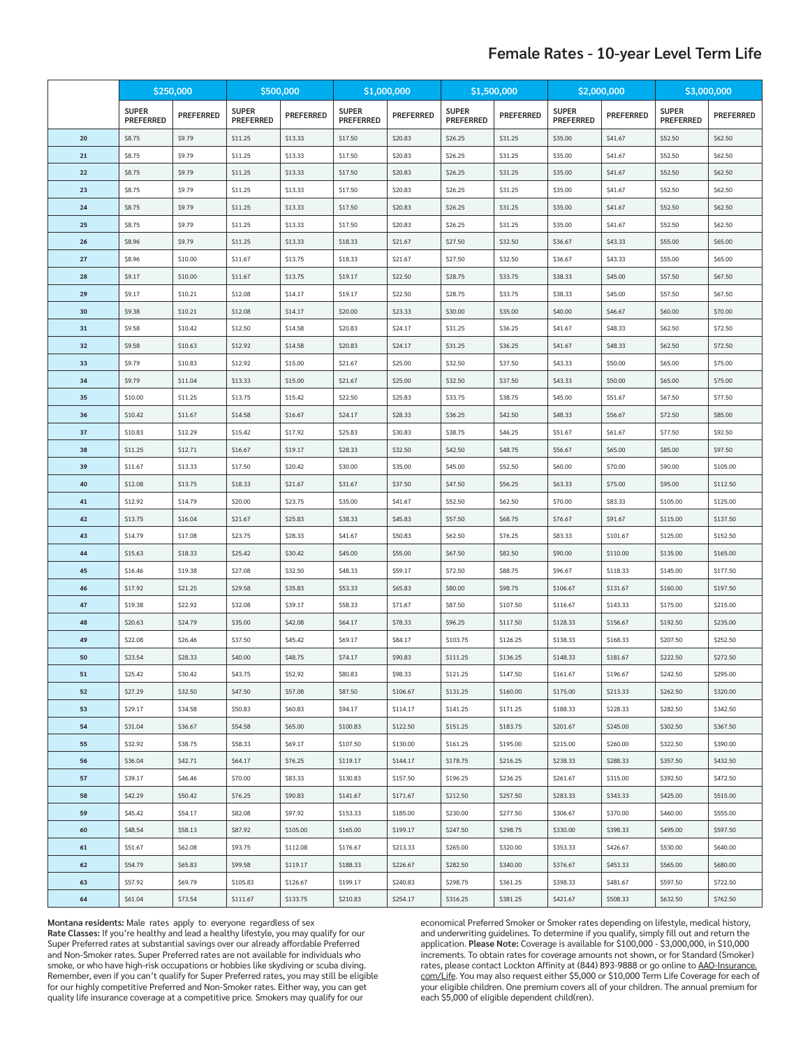# Female Rates - 10-year Level Term Life

| | $250,000 | | $500,000 | | $1,000,000 | | $1,500,000 | | $2,000,000 | | $3,000,000 | |
|---|---|---|---|---|---|---|---|---|---|---|---|---|
| | SUPER PREFERRED | PREFERRED | SUPER PREFERRED | PREFERRED | SUPER PREFERRED | PREFERRED | SUPER PREFERRED | PREFERRED | SUPER PREFERRED | PREFERRED | SUPER PREFERRED | PREFERRED |
| 20 | $8.75 | $9.79 | $11.25 | $13.33 | $17.50 | $20.83 | $26.25 | $31.25 | $35.00 | $41.67 | $52.50 | $62.50 |
| 21 | $8.75 | $9.79 | $11.25 | $13.33 | $17.50 | $20.83 | $26.25 | $31.25 | $35.00 | $41.67 | $52.50 | $62.50 |
| 22 | $8.75 | $9.79 | $11.25 | $13.33 | $17.50 | $20.83 | $26.25 | $31.25 | $35.00 | $41.67 | $52.50 | $62.50 |
| 23 | $8.75 | $9.79 | $11.25 | $13.33 | $17.50 | $20.83 | $26.25 | $31.25 | $35.00 | $41.67 | $52.50 | $62.50 |
| 24 | $8.75 | $9.79 | $11.25 | $13.33 | $17.50 | $20.83 | $26.25 | $31.25 | $35.00 | $41.67 | $52.50 | $62.50 |
| 25 | $8.75 | $9.79 | $11.25 | $13.33 | $17.50 | $20.83 | $26.25 | $31.25 | $35.00 | $41.67 | $52.50 | $62.50 |
| 26 | $8.96 | $9.79 | $11.25 | $13.33 | $18.33 | $21.67 | $27.50 | $32.50 | $36.67 | $43.33 | $55.00 | $65.00 |
| 27 | $8.96 | $10.00 | $11.67 | $13.75 | $18.33 | $21.67 | $27.50 | $32.50 | $36.67 | $43.33 | $55.00 | $65.00 |
| 28 | $9.17 | $10.00 | $11.67 | $13.75 | $19.17 | $22.50 | $28.75 | $33.75 | $38.33 | $45.00 | $57.50 | $67.50 |
| 29 | $9.17 | $10.21 | $12.08 | $14.17 | $19.17 | $22.50 | $28.75 | $33.75 | $38.33 | $45.00 | $57.50 | $67.50 |
| 30 | $9.38 | $10.21 | $12.08 | $14.17 | $20.00 | $23.33 | $30.00 | $35.00 | $40.00 | $46.67 | $60.00 | $70.00 |
| 31 | $9.58 | $10.42 | $12.50 | $14.58 | $20.83 | $24.17 | $31.25 | $36.25 | $41.67 | $48.33 | $62.50 | $72.50 |
| 32 | $9.58 | $10.63 | $12.92 | $14.58 | $20.83 | $24.17 | $31.25 | $36.25 | $41.67 | $48.33 | $62.50 | $72.50 |
| 33 | $9.79 | $10.83 | $12.92 | $15.00 | $21.67 | $25.00 | $32.50 | $37.50 | $43.33 | $50.00 | $65.00 | $75.00 |
| 34 | $9.79 | $11.04 | $13.33 | $15.00 | $21.67 | $25.00 | $32.50 | $37.50 | $43.33 | $50.00 | $65.00 | $75.00 |
| 35 | $10.00 | $11.25 | $13.75 | $15.42 | $22.50 | $25.83 | $33.75 | $38.75 | $45.00 | $51.67 | $67.50 | $77.50 |
| 36 | $10.42 | $11.67 | $14.58 | $16.67 | $24.17 | $28.33 | $36.25 | $42.50 | $48.33 | $56.67 | $72.50 | $85.00 |
| 37 | $10.83 | $12.29 | $15.42 | $17.92 | $25.83 | $30.83 | $38.75 | $46.25 | $51.67 | $61.67 | $77.50 | $92.50 |
| 38 | $11.25 | $12.71 | $16.67 | $19.17 | $28.33 | $32.50 | $42.50 | $48.75 | $56.67 | $65.00 | $85.00 | $97.50 |
| 39 | $11.67 | $13.33 | $17.50 | $20.42 | $30.00 | $35.00 | $45.00 | $52.50 | $60.00 | $70.00 | $90.00 | $105.00 |
| 40 | $12.08 | $13.75 | $18.33 | $21.67 | $31.67 | $37.50 | $47.50 | $56.25 | $63.33 | $75.00 | $95.00 | $112.50 |
| 41 | $12.92 | $14.79 | $20.00 | $23.75 | $35.00 | $41.67 | $52.50 | $62.50 | $70.00 | $83.33 | $105.00 | $125.00 |
| 42 | $13.75 | $16.04 | $21.67 | $25.83 | $38.33 | $45.83 | $57.50 | $68.75 | $76.67 | $91.67 | $115.00 | $137.50 |
| 43 | $14.79 | $17.08 | $23.75 | $28.33 | $41.67 | $50.83 | $62.50 | $76.25 | $83.33 | $101.67 | $125.00 | $152.50 |
| 44 | $15.63 | $18.33 | $25.42 | $30.42 | $45.00 | $55.00 | $67.50 | $82.50 | $90.00 | $110.00 | $135.00 | $165.00 |
| 45 | $16.46 | $19.38 | $27.08 | $32.50 | $48.33 | $59.17 | $72.50 | $88.75 | $96.67 | $118.33 | $145.00 | $177.50 |
| 46 | $17.92 | $21.25 | $29.58 | $35.83 | $53.33 | $65.83 | $80.00 | $98.75 | $106.67 | $131.67 | $160.00 | $197.50 |
| 47 | $19.38 | $22.92 | $32.08 | $39.17 | $58.33 | $71.67 | $87.50 | $107.50 | $116.67 | $143.33 | $175.00 | $215.00 |
| 48 | $20.63 | $24.79 | $35.00 | $42.08 | $64.17 | $78.33 | $96.25 | $117.50 | $128.33 | $156.67 | $192.50 | $235.00 |
| 49 | $22.08 | $26.46 | $37.50 | $45.42 | $69.17 | $84.17 | $103.75 | $126.25 | $138.33 | $168.33 | $207.50 | $252.50 |
| 50 | $23.54 | $28.33 | $40.00 | $48.75 | $74.17 | $90.83 | $111.25 | $136.25 | $148.33 | $181.67 | $222.50 | $272.50 |
| 51 | $25.42 | $30.42 | $43.75 | $52.92 | $80.83 | $98.33 | $121.25 | $147.50 | $161.67 | $196.67 | $242.50 | $295.00 |
| 52 | $27.29 | $32.50 | $47.50 | $57.08 | $87.50 | $106.67 | $131.25 | $160.00 | $175.00 | $213.33 | $262.50 | $320.00 |
| 53 | $29.17 | $34.58 | $50.83 | $60.83 | $94.17 | $114.17 | $141.25 | $171.25 | $188.33 | $228.33 | $282.50 | $342.50 |
| 54 | $31.04 | $36.67 | $54.58 | $65.00 | $100.83 | $122.50 | $151.25 | $183.75 | $201.67 | $245.00 | $302.50 | $367.50 |
| 55 | $32.92 | $38.75 | $58.33 | $69.17 | $107.50 | $130.00 | $161.25 | $195.00 | $215.00 | $260.00 | $322.50 | $390.00 |
| 56 | $36.04 | $42.71 | $64.17 | $76.25 | $119.17 | $144.17 | $178.75 | $216.25 | $238.33 | $288.33 | $357.50 | $432.50 |
| 57 | $39.17 | $46.46 | $70.00 | $83.33 | $130.83 | $157.50 | $196.25 | $236.25 | $261.67 | $315.00 | $392.50 | $472.50 |
| 58 | $42.29 | $50.42 | $76.25 | $90.83 | $141.67 | $171.67 | $212.50 | $257.50 | $283.33 | $343.33 | $425.00 | $515.00 |
| 59 | $45.42 | $54.17 | $82.08 | $97.92 | $153.33 | $185.00 | $230.00 | $277.50 | $306.67 | $370.00 | $460.00 | $555.00 |
| 60 | $48.54 | $58.13 | $87.92 | $105.00 | $165.00 | $199.17 | $247.50 | $298.75 | $330.00 | $398.33 | $495.00 | $597.50 |
| 61 | $51.67 | $62.08 | $93.75 | $112.08 | $176.67 | $213.33 | $265.00 | $320.00 | $353.33 | $426.67 | $530.00 | $640.00 |
| 62 | $54.79 | $65.83 | $99.58 | $119.17 | $188.33 | $226.67 | $282.50 | $340.00 | $376.67 | $453.33 | $565.00 | $680.00 |
| 63 | $57.92 | $69.79 | $105.83 | $126.67 | $199.17 | $240.83 | $298.75 | $361.25 | $398.33 | $481.67 | $597.50 | $722.50 |
| 64 | $61.04 | $73.54 | $111.67 | $133.75 | $210.83 | $254.17 | $316.25 | $381.25 | $421.67 | $508.33 | $632.50 | $762.50 |

**Montana residents:** Male rates apply to everyone regardless of sex

**Rate Classes:** If you're healthy and lead a healthy lifestyle, you may qualify for our Super Preferred rates at substantial savings over our already affordable Preferred and Non-Smoker rates. Super Preferred rates are not available for individuals who smoke, or who have high-risk occupations or hobbies like skydiving or scuba diving. Remember, even if you can't qualify for Super Preferred rates, you may still be eligible for our highly competitive Preferred and Non-Smoker rates. Either way, you can get quality life insurance coverage at a competitive price. Smokers may qualify for our economical Preferred Smoker or Smoker rates depending on lifestyle, medical history, and underwriting guidelines. To determine if you qualify, simply fill out and return the application. **Please Note:** Coverage is available for $100,000 - $3,000,000, in $10,000 increments. To obtain rates for coverage amounts not shown, or for Standard (Smoker) rates, please contact Lockton Affinity at (844) 893-9888 or go online to AAO-Insurance.com/Life. You may also request either $5,000 or $10,000 Term Life Coverage for each of your eligible children. One premium covers all of your children. The annual premium for each $5,000 of eligible dependent child(ren).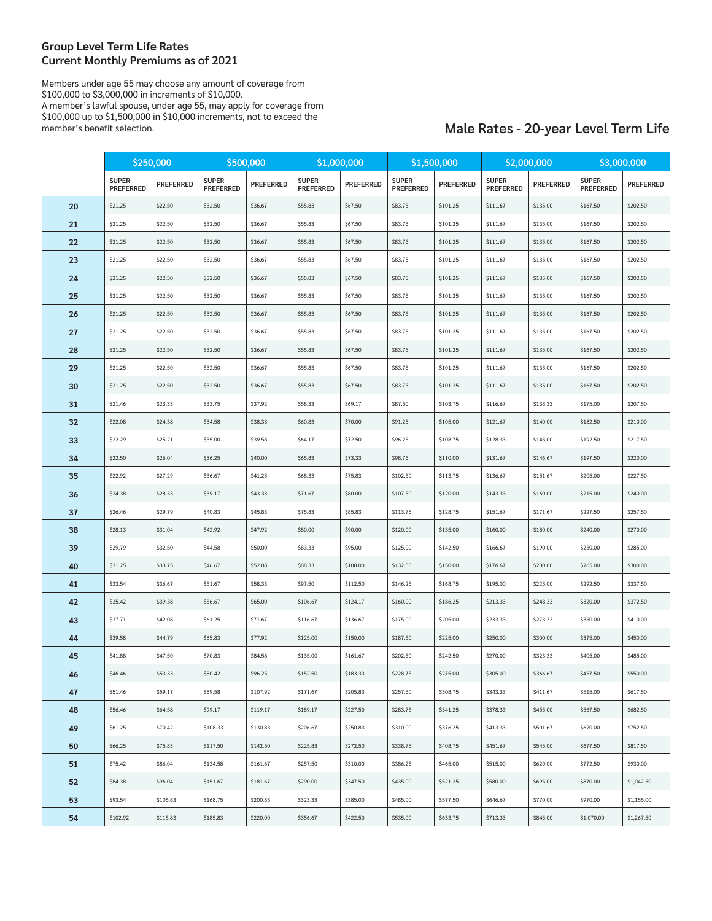## Group Level Term Life Rates
## Current Monthly Premiums as of 2021

Members under age 55 may choose any amount of coverage from $100,000 to $3,000,000 in increments of $10,000.
A member's lawful spouse, under age 55, may apply for coverage from $100,000 up to $1,500,000 in $10,000 increments, not to exceed the member's benefit selection.

## Male Rates - 20-year Level Term Life

| | $250,000 | | $500,000 | | $1,000,000 | | $1,500,000 | | $2,000,000 | | $3,000,000 | |
|---|---|---|---|---|---|---|---|---|---|---|---|---|
| | SUPER PREFERRED | PREFERRED | SUPER PREFERRED | PREFERRED | SUPER PREFERRED | PREFERRED | SUPER PREFERRED | PREFERRED | SUPER PREFERRED | PREFERRED | SUPER PREFERRED | PREFERRED |
| 20 | $21.25 | $22.50 | $32.50 | $36.67 | $55.83 | $67.50 | $83.75 | $101.25 | $111.67 | $135.00 | $167.50 | $202.50 |
| 21 | $21.25 | $22.50 | $32.50 | $36.67 | $55.83 | $67.50 | $83.75 | $101.25 | $111.67 | $135.00 | $167.50 | $202.50 |
| 22 | $21.25 | $22.50 | $32.50 | $36.67 | $55.83 | $67.50 | $83.75 | $101.25 | $111.67 | $135.00 | $167.50 | $202.50 |
| 23 | $21.25 | $22.50 | $32.50 | $36.67 | $55.83 | $67.50 | $83.75 | $101.25 | $111.67 | $135.00 | $167.50 | $202.50 |
| 24 | $21.25 | $22.50 | $32.50 | $36.67 | $55.83 | $67.50 | $83.75 | $101.25 | $111.67 | $135.00 | $167.50 | $202.50 |
| 25 | $21.25 | $22.50 | $32.50 | $36.67 | $55.83 | $67.50 | $83.75 | $101.25 | $111.67 | $135.00 | $167.50 | $202.50 |
| 26 | $21.25 | $22.50 | $32.50 | $36.67 | $55.83 | $67.50 | $83.75 | $101.25 | $111.67 | $135.00 | $167.50 | $202.50 |
| 27 | $21.25 | $22.50 | $32.50 | $36.67 | $55.83 | $67.50 | $83.75 | $101.25 | $111.67 | $135.00 | $167.50 | $202.50 |
| 28 | $21.25 | $22.50 | $32.50 | $36.67 | $55.83 | $67.50 | $83.75 | $101.25 | $111.67 | $135.00 | $167.50 | $202.50 |
| 29 | $21.25 | $22.50 | $32.50 | $36.67 | $55.83 | $67.50 | $83.75 | $101.25 | $111.67 | $135.00 | $167.50 | $202.50 |
| 30 | $21.25 | $22.50 | $32.50 | $36.67 | $55.83 | $67.50 | $83.75 | $101.25 | $111.67 | $135.00 | $167.50 | $202.50 |
| 31 | $21.46 | $23.33 | $33.75 | $37.92 | $58.33 | $69.17 | $87.50 | $103.75 | $116.67 | $138.33 | $175.00 | $207.50 |
| 32 | $22.08 | $24.38 | $34.58 | $38.33 | $60.83 | $70.00 | $91.25 | $105.00 | $121.67 | $140.00 | $182.50 | $210.00 |
| 33 | $22.29 | $25.21 | $35.00 | $39.58 | $64.17 | $72.50 | $96.25 | $108.75 | $128.33 | $145.00 | $192.50 | $217.50 |
| 34 | $22.50 | $26.04 | $36.25 | $40.00 | $65.83 | $73.33 | $98.75 | $110.00 | $131.67 | $146.67 | $197.50 | $220.00 |
| 35 | $22.92 | $27.29 | $36.67 | $41.25 | $68.33 | $75.83 | $102.50 | $113.75 | $136.67 | $151.67 | $205.00 | $227.50 |
| 36 | $24.38 | $28.33 | $39.17 | $43.33 | $71.67 | $80.00 | $107.50 | $120.00 | $143.33 | $160.00 | $215.00 | $240.00 |
| 37 | $26.46 | $29.79 | $40.83 | $45.83 | $75.83 | $85.83 | $113.75 | $128.75 | $151.67 | $171.67 | $227.50 | $257.50 |
| 38 | $28.13 | $31.04 | $42.92 | $47.92 | $80.00 | $90.00 | $120.00 | $135.00 | $160.00 | $180.00 | $240.00 | $270.00 |
| 39 | $29.79 | $32.50 | $44.58 | $50.00 | $83.33 | $95.00 | $125.00 | $142.50 | $166.67 | $190.00 | $250.00 | $285.00 |
| 40 | $31.25 | $33.75 | $46.67 | $52.08 | $88.33 | $100.00 | $132.50 | $150.00 | $176.67 | $200.00 | $265.00 | $300.00 |
| 41 | $33.54 | $36.67 | $51.67 | $58.33 | $97.50 | $112.50 | $146.25 | $168.75 | $195.00 | $225.00 | $292.50 | $337.50 |
| 42 | $35.42 | $39.38 | $56.67 | $65.00 | $106.67 | $124.17 | $160.00 | $186.25 | $213.33 | $248.33 | $320.00 | $372.50 |
| 43 | $37.71 | $42.08 | $61.25 | $71.67 | $116.67 | $136.67 | $175.00 | $205.00 | $233.33 | $273.33 | $350.00 | $410.00 |
| 44 | $39.58 | $44.79 | $65.83 | $77.92 | $125.00 | $150.00 | $187.50 | $225.00 | $250.00 | $300.00 | $375.00 | $450.00 |
| 45 | $41.88 | $47.50 | $70.83 | $84.58 | $135.00 | $161.67 | $202.50 | $242.50 | $270.00 | $323.33 | $405.00 | $485.00 |
| 46 | $46.46 | $53.33 | $80.42 | $96.25 | $152.50 | $183.33 | $228.75 | $275.00 | $305.00 | $366.67 | $457.50 | $550.00 |
| 47 | $51.46 | $59.17 | $89.58 | $107.92 | $171.67 | $205.83 | $257.50 | $308.75 | $343.33 | $411.67 | $515.00 | $617.50 |
| 48 | $56.46 | $64.58 | $99.17 | $119.17 | $189.17 | $227.50 | $283.75 | $341.25 | $378.33 | $455.00 | $567.50 | $682.50 |
| 49 | $61.25 | $70.42 | $108.33 | $130.83 | $206.67 | $250.83 | $310.00 | $376.25 | $413.33 | $501.67 | $620.00 | $752.50 |
| 50 | $66.25 | $75.83 | $117.50 | $142.50 | $225.83 | $272.50 | $338.75 | $408.75 | $451.67 | $545.00 | $677.50 | $817.50 |
| 51 | $75.42 | $86.04 | $134.58 | $161.67 | $257.50 | $310.00 | $386.25 | $465.00 | $515.00 | $620.00 | $772.50 | $930.00 |
| 52 | $84.38 | $96.04 | $151.67 | $181.67 | $290.00 | $347.50 | $435.00 | $521.25 | $580.00 | $695.00 | $870.00 | $1,042.50 |
| 53 | $93.54 | $105.83 | $168.75 | $200.83 | $323.33 | $385.00 | $485.00 | $577.50 | $646.67 | $770.00 | $970.00 | $1,155.00 |
| 54 | $102.92 | $115.83 | $185.83 | $220.00 | $356.67 | $422.50 | $535.00 | $633.75 | $713.33 | $845.00 | $1,070.00 | $1,267.50 |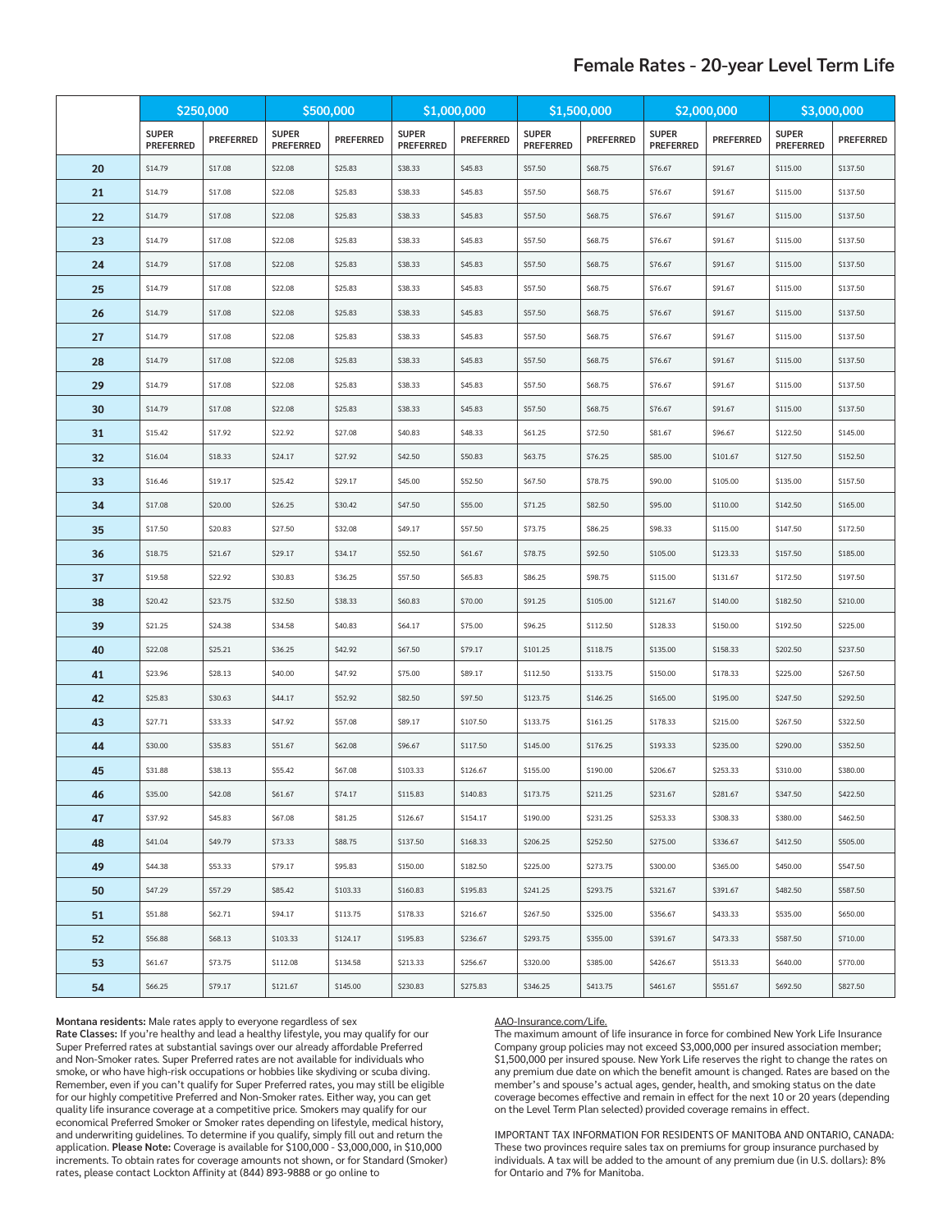## Female Rates - 20-year Level Term Life

| | $250,000 | | $500,000 | | $1,000,000 | | $1,500,000 | | $2,000,000 | | $3,000,000 | |
|---|---|---|---|---|---|---|---|---|---|---|---|---|
| | SUPER PREFERRED | PREFERRED | SUPER PREFERRED | PREFERRED | SUPER PREFERRED | PREFERRED | SUPER PREFERRED | PREFERRED | SUPER PREFERRED | PREFERRED | SUPER PREFERRED | PREFERRED |
| 20 | $14.79 | $17.08 | $22.08 | $25.83 | $38.33 | $45.83 | $57.50 | $68.75 | $76.67 | $91.67 | $115.00 | $137.50 |
| 21 | $14.79 | $17.08 | $22.08 | $25.83 | $38.33 | $45.83 | $57.50 | $68.75 | $76.67 | $91.67 | $115.00 | $137.50 |
| 22 | $14.79 | $17.08 | $22.08 | $25.83 | $38.33 | $45.83 | $57.50 | $68.75 | $76.67 | $91.67 | $115.00 | $137.50 |
| 23 | $14.79 | $17.08 | $22.08 | $25.83 | $38.33 | $45.83 | $57.50 | $68.75 | $76.67 | $91.67 | $115.00 | $137.50 |
| 24 | $14.79 | $17.08 | $22.08 | $25.83 | $38.33 | $45.83 | $57.50 | $68.75 | $76.67 | $91.67 | $115.00 | $137.50 |
| 25 | $14.79 | $17.08 | $22.08 | $25.83 | $38.33 | $45.83 | $57.50 | $68.75 | $76.67 | $91.67 | $115.00 | $137.50 |
| 26 | $14.79 | $17.08 | $22.08 | $25.83 | $38.33 | $45.83 | $57.50 | $68.75 | $76.67 | $91.67 | $115.00 | $137.50 |
| 27 | $14.79 | $17.08 | $22.08 | $25.83 | $38.33 | $45.83 | $57.50 | $68.75 | $76.67 | $91.67 | $115.00 | $137.50 |
| 28 | $14.79 | $17.08 | $22.08 | $25.83 | $38.33 | $45.83 | $57.50 | $68.75 | $76.67 | $91.67 | $115.00 | $137.50 |
| 29 | $14.79 | $17.08 | $22.08 | $25.83 | $38.33 | $45.83 | $57.50 | $68.75 | $76.67 | $91.67 | $115.00 | $137.50 |
| 30 | $14.79 | $17.08 | $22.08 | $25.83 | $38.33 | $45.83 | $57.50 | $68.75 | $76.67 | $91.67 | $115.00 | $137.50 |
| 31 | $15.42 | $17.92 | $22.92 | $27.08 | $40.83 | $48.33 | $61.25 | $72.50 | $81.67 | $96.67 | $122.50 | $145.00 |
| 32 | $16.04 | $18.33 | $24.17 | $27.92 | $42.50 | $50.83 | $63.75 | $76.25 | $85.00 | $101.67 | $127.50 | $152.50 |
| 33 | $16.46 | $19.17 | $25.42 | $29.17 | $45.00 | $52.50 | $67.50 | $78.75 | $90.00 | $105.00 | $135.00 | $157.50 |
| 34 | $17.08 | $20.00 | $26.25 | $30.42 | $47.50 | $55.00 | $71.25 | $82.50 | $95.00 | $110.00 | $142.50 | $165.00 |
| 35 | $17.50 | $20.83 | $27.50 | $32.08 | $49.17 | $57.50 | $73.75 | $86.25 | $98.33 | $115.00 | $147.50 | $172.50 |
| 36 | $18.75 | $21.67 | $29.17 | $34.17 | $52.50 | $61.67 | $78.75 | $92.50 | $105.00 | $123.33 | $157.50 | $185.00 |
| 37 | $19.58 | $22.92 | $30.83 | $36.25 | $57.50 | $65.83 | $86.25 | $98.75 | $115.00 | $131.67 | $172.50 | $197.50 |
| 38 | $20.42 | $23.75 | $32.50 | $38.33 | $60.83 | $70.00 | $91.25 | $105.00 | $121.67 | $140.00 | $182.50 | $210.00 |
| 39 | $21.25 | $24.38 | $34.58 | $40.83 | $64.17 | $75.00 | $96.25 | $112.50 | $128.33 | $150.00 | $192.50 | $225.00 |
| 40 | $22.08 | $25.21 | $36.25 | $42.92 | $67.50 | $79.17 | $101.25 | $118.75 | $135.00 | $158.33 | $202.50 | $237.50 |
| 41 | $23.96 | $28.13 | $40.00 | $47.92 | $75.00 | $89.17 | $112.50 | $133.75 | $150.00 | $178.33 | $225.00 | $267.50 |
| 42 | $25.83 | $30.63 | $44.17 | $52.92 | $82.50 | $97.50 | $123.75 | $146.25 | $165.00 | $195.00 | $247.50 | $292.50 |
| 43 | $27.71 | $33.33 | $47.92 | $57.08 | $89.17 | $107.50 | $133.75 | $161.25 | $178.33 | $215.00 | $267.50 | $322.50 |
| 44 | $30.00 | $35.83 | $51.67 | $62.08 | $96.67 | $117.50 | $145.00 | $176.25 | $193.33 | $235.00 | $290.00 | $352.50 |
| 45 | $31.88 | $38.13 | $55.42 | $67.08 | $103.33 | $126.67 | $155.00 | $190.00 | $206.67 | $253.33 | $310.00 | $380.00 |
| 46 | $35.00 | $42.08 | $61.67 | $74.17 | $115.83 | $140.83 | $173.75 | $211.25 | $231.67 | $281.67 | $347.50 | $422.50 |
| 47 | $37.92 | $45.83 | $67.08 | $81.25 | $126.67 | $154.17 | $190.00 | $231.25 | $253.33 | $308.33 | $380.00 | $462.50 |
| 48 | $41.04 | $49.79 | $73.33 | $88.75 | $137.50 | $168.33 | $206.25 | $252.50 | $275.00 | $336.67 | $412.50 | $505.00 |
| 49 | $44.38 | $53.33 | $79.17 | $95.83 | $150.00 | $182.50 | $225.00 | $273.75 | $300.00 | $365.00 | $450.00 | $547.50 |
| 50 | $47.29 | $57.29 | $85.42 | $103.33 | $160.83 | $195.83 | $241.25 | $293.75 | $321.67 | $391.67 | $482.50 | $587.50 |
| 51 | $51.88 | $62.71 | $94.17 | $113.75 | $178.33 | $216.67 | $267.50 | $325.00 | $356.67 | $433.33 | $535.00 | $650.00 |
| 52 | $56.88 | $68.13 | $103.33 | $124.17 | $195.83 | $236.67 | $293.75 | $355.00 | $391.67 | $473.33 | $587.50 | $710.00 |
| 53 | $61.67 | $73.75 | $112.08 | $134.58 | $213.33 | $256.67 | $320.00 | $385.00 | $426.67 | $513.33 | $640.00 | $770.00 |
| 54 | $66.25 | $79.17 | $121.67 | $145.00 | $230.83 | $275.83 | $346.25 | $413.75 | $461.67 | $551.67 | $692.50 | $827.50 |

**Montana residents:** Male rates apply to everyone regardless of sex

**Rate Classes:** If you're healthy and lead a healthy lifestyle, you may qualify for our Super Preferred rates at substantial savings over our already affordable Preferred and Non-Smoker rates. Super Preferred rates are not available for individuals who smoke, or who have high-risk occupations or hobbies like skydiving or scuba diving. Remember, even if you can't qualify for Super Preferred rates, you may still be eligible for our highly competitive Preferred and Non-Smoker rates. Either way, you can get quality life insurance coverage at a competitive price. Smokers may qualify for our economical Preferred Smoker or Smoker rates depending on lifestyle, medical history, and underwriting guidelines. To determine if you qualify, simply fill out and return the application. **Please Note:** Coverage is available for $100,000 - $3,000,000, in $10,000 increments. To obtain rates for coverage amounts not shown, or for Standard (Smoker) rates, please contact Lockton Affinity at (844) 893-9888 or go online to AAO-Insurance.com/Life.

The maximum amount of life insurance in force for combined New York Life Insurance Company group policies may not exceed $3,000,000 per insured association member; $1,500,000 per insured spouse. New York Life reserves the right to change the rates on any premium due date on which the benefit amount is changed. Rates are based on the member's and spouse's actual ages, gender, health, and smoking status on the date coverage becomes effective and remain in effect for the next 10 or 20 years (depending on the Level Term Plan selected) provided coverage remains in effect.

IMPORTANT TAX INFORMATION FOR RESIDENTS OF MANITOBA AND ONTARIO, CANADA: These two provinces require sales tax on premiums for group insurance purchased by individuals. A tax will be added to the amount of any premium due (in U.S. dollars): 8% for Ontario and 7% for Manitoba.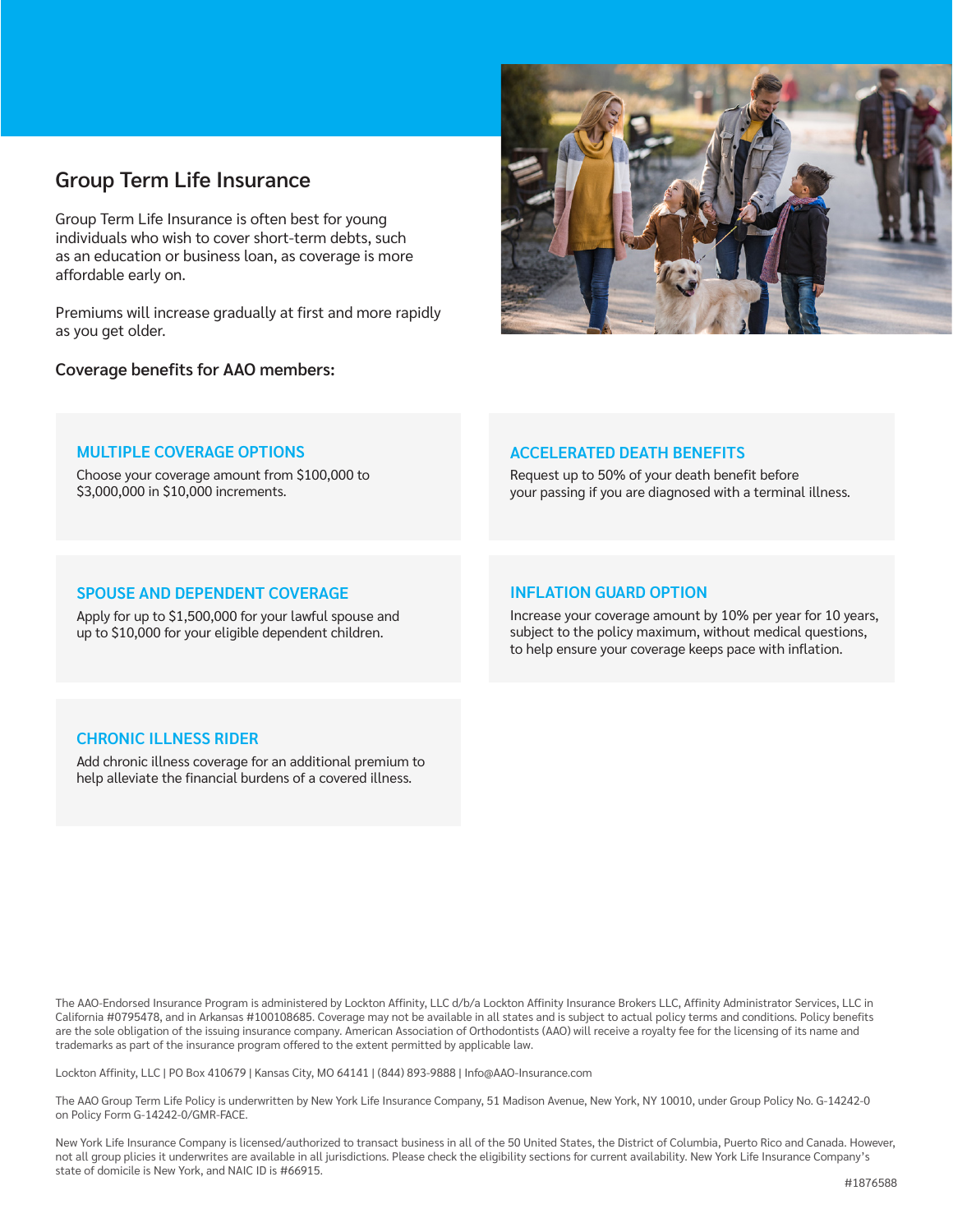## Group Term Life Insurance

Group Term Life Insurance is often best for young individuals who wish to cover short-term debts, such as an education or business loan, as coverage is more affordable early on.

Premiums will increase gradually at first and more rapidly as you get older.

**Coverage benefits for AAO members:**

### MULTIPLE COVERAGE OPTIONS

Choose your coverage amount from $100,000 to $3,000,000 in $10,000 increments.

### ACCELERATED DEATH BENEFITS

Request up to 50% of your death benefit before your passing if you are diagnosed with a terminal illness.

### SPOUSE AND DEPENDENT COVERAGE

Apply for up to $1,500,000 for your lawful spouse and up to $10,000 for your eligible dependent children.

### INFLATION GUARD OPTION

Increase your coverage amount by 10% per year for 10 years, subject to the policy maximum, without medical questions, to help ensure your coverage keeps pace with inflation.

### CHRONIC ILLNESS RIDER

Add chronic illness coverage for an additional premium to help alleviate the financial burdens of a covered illness.

The AAO-Endorsed Insurance Program is administered by Lockton Affinity, LLC d/b/a Lockton Affinity Insurance Brokers LLC, Affinity Administrator Services, LLC in California #0795478, and in Arkansas #100108685. Coverage may not be available in all states and is subject to actual policy terms and conditions. Policy benefits are the sole obligation of the issuing insurance company. American Association of Orthodontists (AAO) will receive a royalty fee for the licensing of its name and trademarks as part of the insurance program offered to the extent permitted by applicable law.

Lockton Affinity, LLC | PO Box 410679 | Kansas City, MO 64141 | (844) 893-9888 | Info@AAO-Insurance.com

The AAO Group Term Life Policy is underwritten by New York Life Insurance Company, 51 Madison Avenue, New York, NY 10010, under Group Policy No. G-14242-0 on Policy Form G-14242-0/GMR-FACE.

New York Life Insurance Company is licensed/authorized to transact business in all of the 50 United States, the District of Columbia, Puerto Rico and Canada. However, not all group plicies it underwrites are available in all jurisdictions. Please check the eligibility sections for current availability. New York Life Insurance Company's state of domicile is New York, and NAIC ID is #66915.

#1876588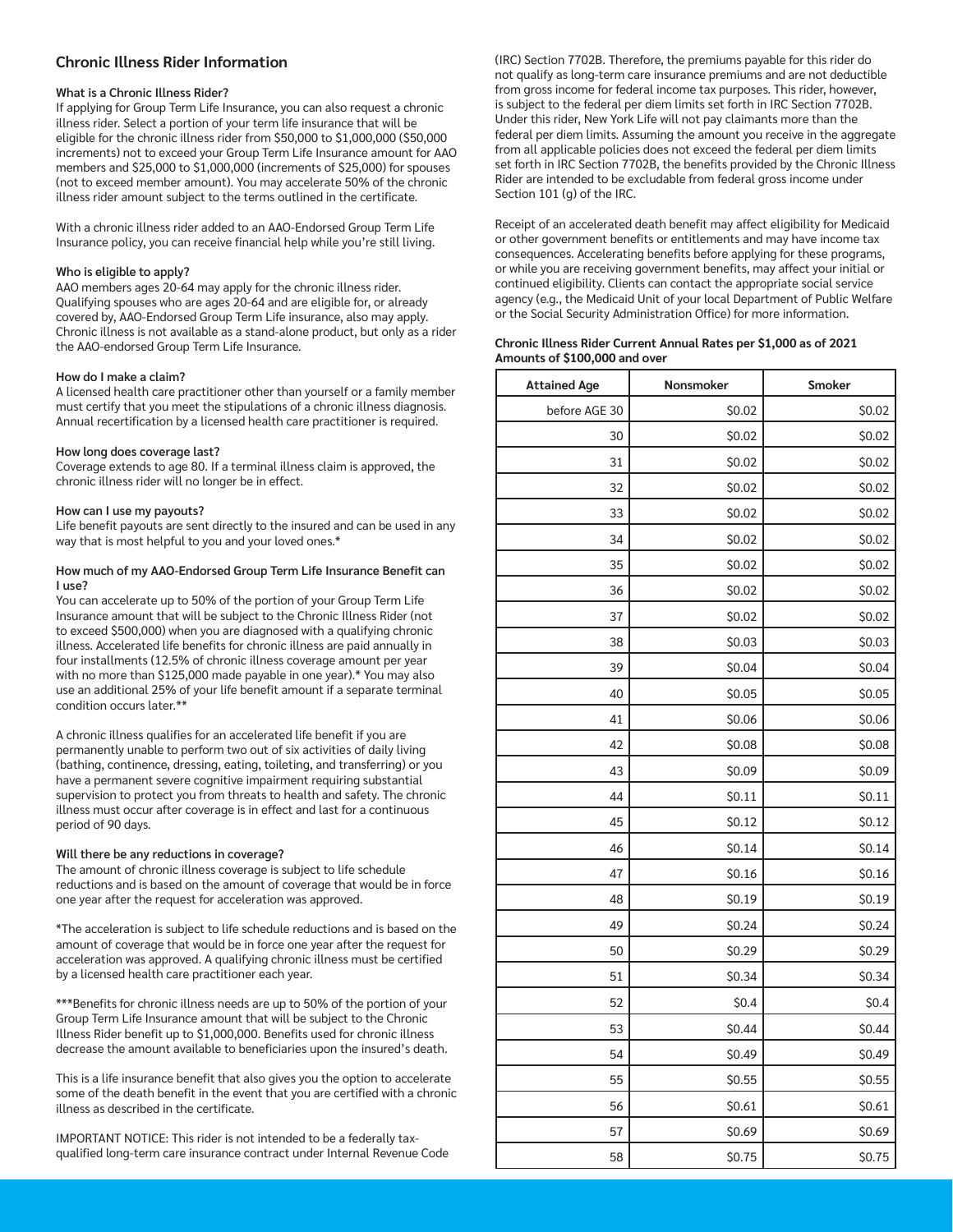## Chronic Illness Rider Information

### What is a Chronic Illness Rider?

If applying for Group Term Life Insurance, you can also request a chronic illness rider. Select a portion of your term life insurance that will be eligible for the chronic illness rider from $50,000 to $1,000,000 ($50,000 increments) not to exceed your Group Term Life Insurance amount for AAO members and $25,000 to $1,000,000 (increments of $25,000) for spouses (not to exceed member amount). You may accelerate 50% of the chronic illness rider amount subject to the terms outlined in the certificate.

With a chronic illness rider added to an AAO-Endorsed Group Term Life Insurance policy, you can receive financial help while you're still living.

### Who is eligible to apply?

AAO members ages 20-64 may apply for the chronic illness rider. Qualifying spouses who are ages 20-64 and are eligible for, or already covered by, AAO-Endorsed Group Term Life insurance, also may apply. Chronic illness is not available as a stand-alone product, but only as a rider the AAO-endorsed Group Term Life Insurance.

### How do I make a claim?

A licensed health care practitioner other than yourself or a family member must certify that you meet the stipulations of a chronic illness diagnosis. Annual recertification by a licensed health care practitioner is required.

### How long does coverage last?

Coverage extends to age 80. If a terminal illness claim is approved, the chronic illness rider will no longer be in effect.

### How can I use my payouts?

Life benefit payouts are sent directly to the insured and can be used in any way that is most helpful to you and your loved ones.*

### How much of my AAO-Endorsed Group Term Life Insurance Benefit can I use?

You can accelerate up to 50% of the portion of your Group Term Life Insurance amount that will be subject to the Chronic Illness Rider (not to exceed $500,000) when you are diagnosed with a qualifying chronic illness. Accelerated life benefits for chronic illness are paid annually in four installments (12.5% of chronic illness coverage amount per year with no more than $125,000 made payable in one year).* You may also use an additional 25% of your life benefit amount if a separate terminal condition occurs later.**

A chronic illness qualifies for an accelerated life benefit if you are permanently unable to perform two out of six activities of daily living (bathing, continence, dressing, eating, toileting, and transferring) or you have a permanent severe cognitive impairment requiring substantial supervision to protect you from threats to health and safety. The chronic illness must occur after coverage is in effect and last for a continuous period of 90 days.

### Will there be any reductions in coverage?

The amount of chronic illness coverage is subject to life schedule reductions and is based on the amount of coverage that would be in force one year after the request for acceleration was approved.

*The acceleration is subject to life schedule reductions and is based on the amount of coverage that would be in force one year after the request for acceleration was approved. A qualifying chronic illness must be certified by a licensed health care practitioner each year.

***Benefits for chronic illness needs are up to 50% of the portion of your Group Term Life Insurance amount that will be subject to the Chronic Illness Rider benefit up to $1,000,000. Benefits used for chronic illness decrease the amount available to beneficiaries upon the insured's death.

This is a life insurance benefit that also gives you the option to accelerate some of the death benefit in the event that you are certified with a chronic illness as described in the certificate.

IMPORTANT NOTICE: This rider is not intended to be a federally tax-qualified long-term care insurance contract under Internal Revenue Code (IRC) Section 7702B. Therefore, the premiums payable for this rider do not qualify as long-term care insurance premiums and are not deductible from gross income for federal income tax purposes. This rider, however, is subject to the federal per diem limits set forth in IRC Section 7702B. Under this rider, New York Life will not pay claimants more than the federal per diem limits. Assuming the amount you receive in the aggregate from all applicable policies does not exceed the federal per diem limits set forth in IRC Section 7702B, the benefits provided by the Chronic Illness Rider are intended to be excludable from federal gross income under Section 101 (g) of the IRC.

Receipt of an accelerated death benefit may affect eligibility for Medicaid or other government benefits or entitlements and may have income tax consequences. Accelerating benefits before applying for these programs, or while you are receiving government benefits, may affect your initial or continued eligibility. Clients can contact the appropriate social service agency (e.g., the Medicaid Unit of your local Department of Public Welfare or the Social Security Administration Office) for more information.

**Chronic Illness Rider Current Annual Rates per $1,000 as of 2021**
**Amounts of $100,000 and over**

| Attained Age | Nonsmoker | Smoker |
|---|---|---|
| before AGE 30 | $0.02 | $0.02 |
| 30 | $0.02 | $0.02 |
| 31 | $0.02 | $0.02 |
| 32 | $0.02 | $0.02 |
| 33 | $0.02 | $0.02 |
| 34 | $0.02 | $0.02 |
| 35 | $0.02 | $0.02 |
| 36 | $0.02 | $0.02 |
| 37 | $0.02 | $0.02 |
| 38 | $0.03 | $0.03 |
| 39 | $0.04 | $0.04 |
| 40 | $0.05 | $0.05 |
| 41 | $0.06 | $0.06 |
| 42 | $0.08 | $0.08 |
| 43 | $0.09 | $0.09 |
| 44 | $0.11 | $0.11 |
| 45 | $0.12 | $0.12 |
| 46 | $0.14 | $0.14 |
| 47 | $0.16 | $0.16 |
| 48 | $0.19 | $0.19 |
| 49 | $0.24 | $0.24 |
| 50 | $0.29 | $0.29 |
| 51 | $0.34 | $0.34 |
| 52 | $0.4 | $0.4 |
| 53 | $0.44 | $0.44 |
| 54 | $0.49 | $0.49 |
| 55 | $0.55 | $0.55 |
| 56 | $0.61 | $0.61 |
| 57 | $0.69 | $0.69 |
| 58 | $0.75 | $0.75 |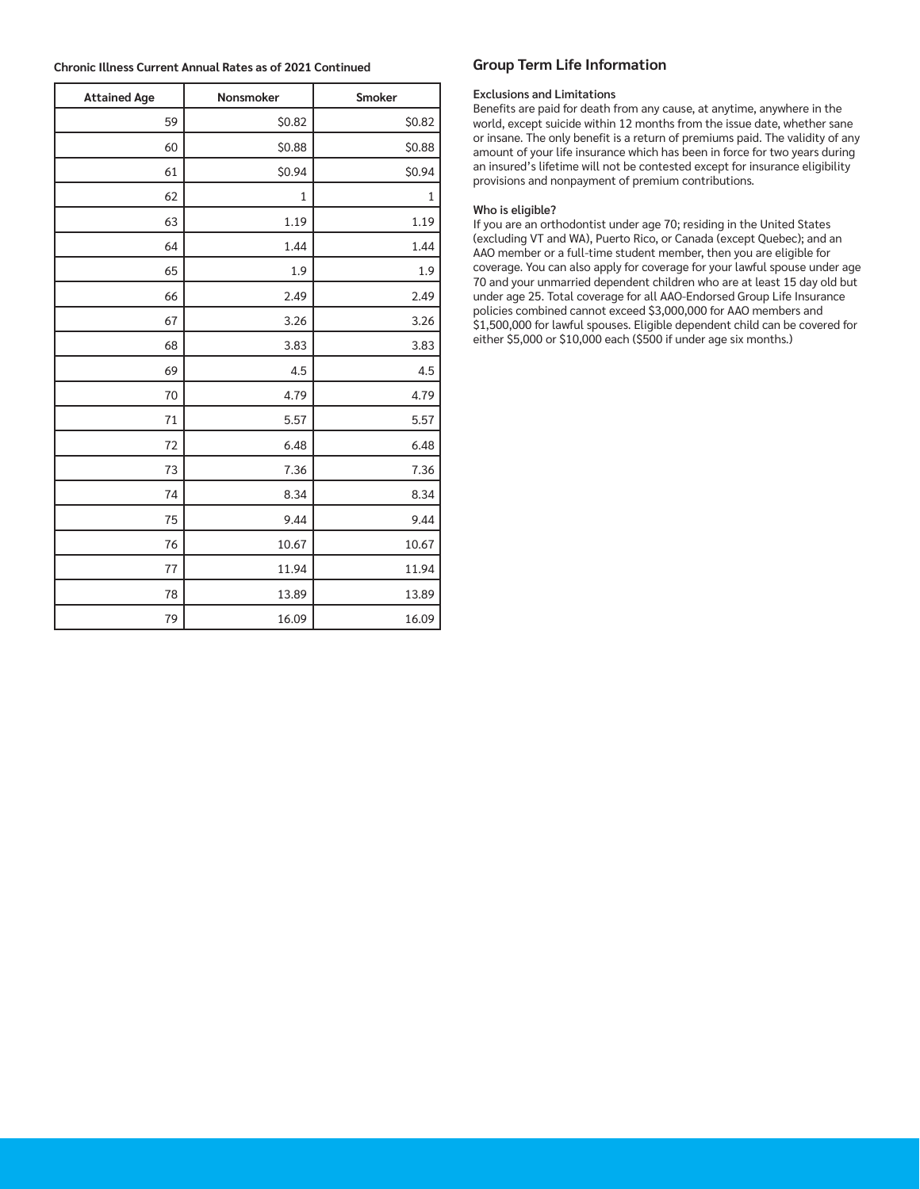**Chronic Illness Current Annual Rates as of 2021 Continued**

| Attained Age | Nonsmoker | Smoker |
|---|---|---|
| 59 | $0.82 | $0.82 |
| 60 | $0.88 | $0.88 |
| 61 | $0.94 | $0.94 |
| 62 | 1 | 1 |
| 63 | 1.19 | 1.19 |
| 64 | 1.44 | 1.44 |
| 65 | 1.9 | 1.9 |
| 66 | 2.49 | 2.49 |
| 67 | 3.26 | 3.26 |
| 68 | 3.83 | 3.83 |
| 69 | 4.5 | 4.5 |
| 70 | 4.79 | 4.79 |
| 71 | 5.57 | 5.57 |
| 72 | 6.48 | 6.48 |
| 73 | 7.36 | 7.36 |
| 74 | 8.34 | 8.34 |
| 75 | 9.44 | 9.44 |
| 76 | 10.67 | 10.67 |
| 77 | 11.94 | 11.94 |
| 78 | 13.89 | 13.89 |
| 79 | 16.09 | 16.09 |

## Group Term Life Information

**Exclusions and Limitations**

Benefits are paid for death from any cause, at anytime, anywhere in the world, except suicide within 12 months from the issue date, whether sane or insane. The only benefit is a return of premiums paid. The validity of any amount of your life insurance which has been in force for two years during an insured's lifetime will not be contested except for insurance eligibility provisions and nonpayment of premium contributions.

**Who is eligible?**

If you are an orthodontist under age 70; residing in the United States (excluding VT and WA), Puerto Rico, or Canada (except Quebec); and an AAO member or a full-time student member, then you are eligible for coverage. You can also apply for coverage for your lawful spouse under age 70 and your unmarried dependent children who are at least 15 day old but under age 25. Total coverage for all AAO-Endorsed Group Life Insurance policies combined cannot exceed $3,000,000 for AAO members and $1,500,000 for lawful spouses. Eligible dependent child can be covered for either $5,000 or $10,000 each ($500 if under age six months.)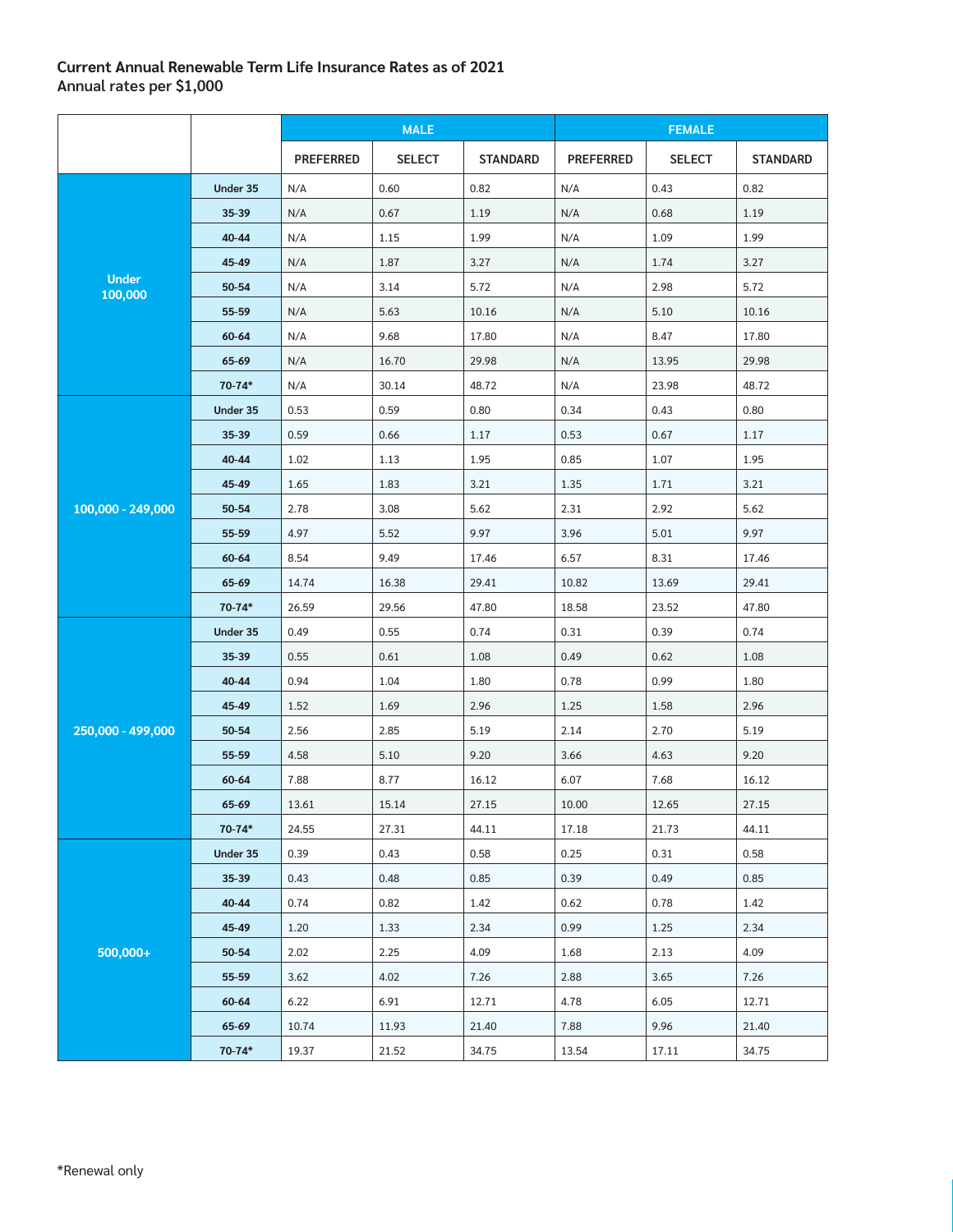### Current Annual Renewable Term Life Insurance Rates as of 2021
Annual rates per $1,000

| | | MALE | | | FEMALE | | |
|---|---|---|---|---|---|---|---|
| | | PREFERRED | SELECT | STANDARD | PREFERRED | SELECT | STANDARD |
| Under 100,000 | Under 35 | N/A | 0.60 | 0.82 | N/A | 0.43 | 0.82 |
| | 35-39 | N/A | 0.67 | 1.19 | N/A | 0.68 | 1.19 |
| | 40-44 | N/A | 1.15 | 1.99 | N/A | 1.09 | 1.99 |
| | 45-49 | N/A | 1.87 | 3.27 | N/A | 1.74 | 3.27 |
| | 50-54 | N/A | 3.14 | 5.72 | N/A | 2.98 | 5.72 |
| | 55-59 | N/A | 5.63 | 10.16 | N/A | 5.10 | 10.16 |
| | 60-64 | N/A | 9.68 | 17.80 | N/A | 8.47 | 17.80 |
| | 65-69 | N/A | 16.70 | 29.98 | N/A | 13.95 | 29.98 |
| | 70-74* | N/A | 30.14 | 48.72 | N/A | 23.98 | 48.72 |
| 100,000 - 249,000 | Under 35 | 0.53 | 0.59 | 0.80 | 0.34 | 0.43 | 0.80 |
| | 35-39 | 0.59 | 0.66 | 1.17 | 0.53 | 0.67 | 1.17 |
| | 40-44 | 1.02 | 1.13 | 1.95 | 0.85 | 1.07 | 1.95 |
| | 45-49 | 1.65 | 1.83 | 3.21 | 1.35 | 1.71 | 3.21 |
| | 50-54 | 2.78 | 3.08 | 5.62 | 2.31 | 2.92 | 5.62 |
| | 55-59 | 4.97 | 5.52 | 9.97 | 3.96 | 5.01 | 9.97 |
| | 60-64 | 8.54 | 9.49 | 17.46 | 6.57 | 8.31 | 17.46 |
| | 65-69 | 14.74 | 16.38 | 29.41 | 10.82 | 13.69 | 29.41 |
| | 70-74* | 26.59 | 29.56 | 47.80 | 18.58 | 23.52 | 47.80 |
| 250,000 - 499,000 | Under 35 | 0.49 | 0.55 | 0.74 | 0.31 | 0.39 | 0.74 |
| | 35-39 | 0.55 | 0.61 | 1.08 | 0.49 | 0.62 | 1.08 |
| | 40-44 | 0.94 | 1.04 | 1.80 | 0.78 | 0.99 | 1.80 |
| | 45-49 | 1.52 | 1.69 | 2.96 | 1.25 | 1.58 | 2.96 |
| | 50-54 | 2.56 | 2.85 | 5.19 | 2.14 | 2.70 | 5.19 |
| | 55-59 | 4.58 | 5.10 | 9.20 | 3.66 | 4.63 | 9.20 |
| | 60-64 | 7.88 | 8.77 | 16.12 | 6.07 | 7.68 | 16.12 |
| | 65-69 | 13.61 | 15.14 | 27.15 | 10.00 | 12.65 | 27.15 |
| | 70-74* | 24.55 | 27.31 | 44.11 | 17.18 | 21.73 | 44.11 |
| 500,000+ | Under 35 | 0.39 | 0.43 | 0.58 | 0.25 | 0.31 | 0.58 |
| | 35-39 | 0.43 | 0.48 | 0.85 | 0.39 | 0.49 | 0.85 |
| | 40-44 | 0.74 | 0.82 | 1.42 | 0.62 | 0.78 | 1.42 |
| | 45-49 | 1.20 | 1.33 | 2.34 | 0.99 | 1.25 | 2.34 |
| | 50-54 | 2.02 | 2.25 | 4.09 | 1.68 | 2.13 | 4.09 |
| | 55-59 | 3.62 | 4.02 | 7.26 | 2.88 | 3.65 | 7.26 |
| | 60-64 | 6.22 | 6.91 | 12.71 | 4.78 | 6.05 | 12.71 |
| | 65-69 | 10.74 | 11.93 | 21.40 | 7.88 | 9.96 | 21.40 |
| | 70-74* | 19.37 | 21.52 | 34.75 | 13.54 | 17.11 | 34.75 |

*Renewal only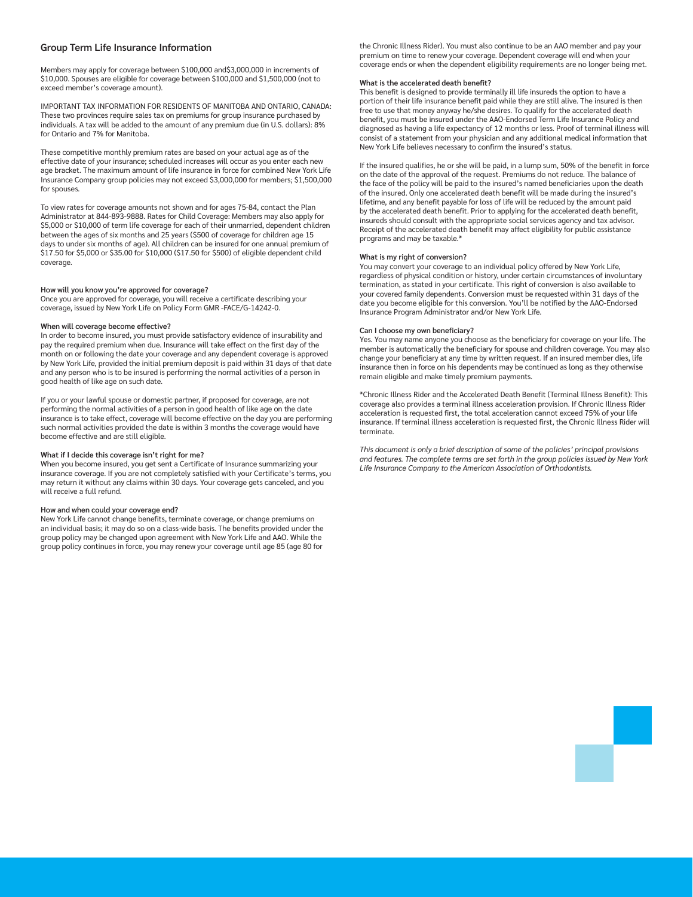## Group Term Life Insurance Information

Members may apply for coverage between $100,000 and$3,000,000 in increments of $10,000. Spouses are eligible for coverage between $100,000 and $1,500,000 (not to exceed member's coverage amount).

IMPORTANT TAX INFORMATION FOR RESIDENTS OF MANITOBA AND ONTARIO, CANADA: These two provinces require sales tax on premiums for group insurance purchased by individuals. A tax will be added to the amount of any premium due (in U.S. dollars): 8% for Ontario and 7% for Manitoba.

These competitive monthly premium rates are based on your actual age as of the effective date of your insurance; scheduled increases will occur as you enter each new age bracket. The maximum amount of life insurance in force for combined New York Life Insurance Company group policies may not exceed $3,000,000 for members; $1,500,000 for spouses.

To view rates for coverage amounts not shown and for ages 75-84, contact the Plan Administrator at 844-893-9888. Rates for Child Coverage: Members may also apply for $5,000 or $10,000 of term life coverage for each of their unmarried, dependent children between the ages of six months and 25 years ($500 of coverage for children age 15 days to under six months of age). All children can be insured for one annual premium of $17.50 for $5,000 or $35.00 for $10,000 ($17.50 for $500) of eligible dependent child coverage.

**How will you know you're approved for coverage?**
Once you are approved for coverage, you will receive a certificate describing your coverage, issued by New York Life on Policy Form GMR -FACE/G-14242-0.

**When will coverage become effective?**
In order to become insured, you must provide satisfactory evidence of insurability and pay the required premium when due. Insurance will take effect on the first day of the month on or following the date your coverage and any dependent coverage is approved by New York Life, provided the initial premium deposit is paid within 31 days of that date and any person who is to be insured is performing the normal activities of a person in good health of like age on such date.

If you or your lawful spouse or domestic partner, if proposed for coverage, are not performing the normal activities of a person in good health of like age on the date insurance is to take effect, coverage will become effective on the day you are performing such normal activities provided the date is within 3 months the coverage would have become effective and are still eligible.

**What if I decide this coverage isn't right for me?**
When you become insured, you get sent a Certificate of Insurance summarizing your insurance coverage. If you are not completely satisfied with your Certificate's terms, you may return it without any claims within 30 days. Your coverage gets canceled, and you will receive a full refund.

**How and when could your coverage end?**
New York Life cannot change benefits, terminate coverage, or change premiums on an individual basis; it may do so on a class-wide basis. The benefits provided under the group policy may be changed upon agreement with New York Life and AAO. While the group policy continues in force, you may renew your coverage until age 85 (age 80 for the Chronic Illness Rider). You must also continue to be an AAO member and pay your premium on time to renew your coverage. Dependent coverage will end when your coverage ends or when the dependent eligibility requirements are no longer being met.

**What is the accelerated death benefit?**
This benefit is designed to provide terminally ill life insureds the option to have a portion of their life insurance benefit paid while they are still alive. The insured is then free to use that money anyway he/she desires. To qualify for the accelerated death benefit, you must be insured under the AAO-Endorsed Term Life Insurance Policy and diagnosed as having a life expectancy of 12 months or less. Proof of terminal illness will consist of a statement from your physician and any additional medical information that New York Life believes necessary to confirm the insured's status.

If the insured qualifies, he or she will be paid, in a lump sum, 50% of the benefit in force on the date of the approval of the request. Premiums do not reduce. The balance of the face of the policy will be paid to the insured's named beneficiaries upon the death of the insured. Only one accelerated death benefit will be made during the insured's lifetime, and any benefit payable for loss of life will be reduced by the amount paid by the accelerated death benefit. Prior to applying for the accelerated death benefit, insureds should consult with the appropriate social services agency and tax advisor. Receipt of the accelerated death benefit may affect eligibility for public assistance programs and may be taxable.*

**What is my right of conversion?**
You may convert your coverage to an individual policy offered by New York Life, regardless of physical condition or history, under certain circumstances of involuntary termination, as stated in your certificate. This right of conversion is also available to your covered family dependents. Conversion must be requested within 31 days of the date you become eligible for this conversion. You'll be notified by the AAO-Endorsed Insurance Program Administrator and/or New York Life.

**Can I choose my own beneficiary?**
Yes. You may name anyone you choose as the beneficiary for coverage on your life. The member is automatically the beneficiary for spouse and children coverage. You may also change your beneficiary at any time by written request. If an insured member dies, life insurance then in force on his dependents may be continued as long as they otherwise remain eligible and make timely premium payments.

*Chronic Illness Rider and the Accelerated Death Benefit (Terminal Illness Benefit): This coverage also provides a terminal illness acceleration provision. If Chronic Illness Rider acceleration is requested first, the total acceleration cannot exceed 75% of your life insurance. If terminal illness acceleration is requested first, the Chronic Illness Rider will terminate.

*This document is only a brief description of some of the policies' principal provisions and features. The complete terms are set forth in the group policies issued by New York Life Insurance Company to the American Association of Orthodontists.*